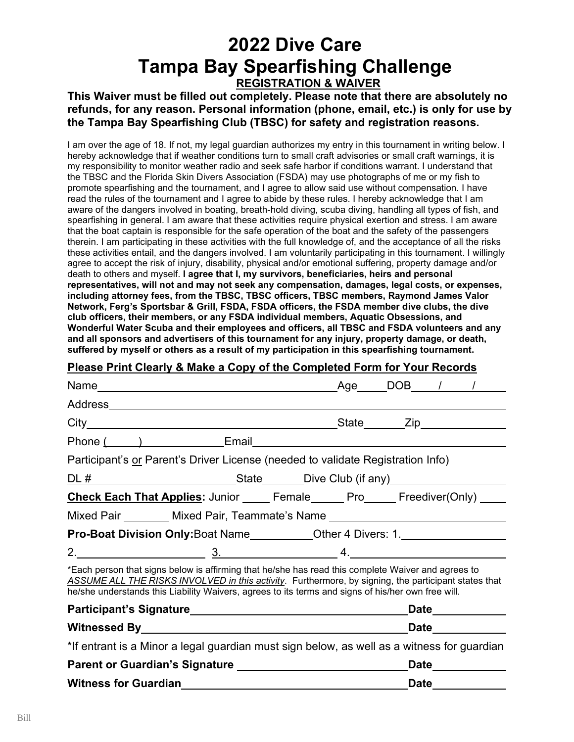# 2022 Dive Care
# Tampa Bay Spearfishing Challenge

## REGISTRATION & WAIVER

**This Waiver must be filled out completely. Please note that there are absolutely no refunds, for any reason. Personal information (phone, email, etc.) is only for use by the Tampa Bay Spearfishing Club (TBSC) for safety and registration reasons.**

I am over the age of 18. If not, my legal guardian authorizes my entry in this tournament in writing below. I hereby acknowledge that if weather conditions turn to small craft advisories or small craft warnings, it is my responsibility to monitor weather radio and seek safe harbor if conditions warrant. I understand that the TBSC and the Florida Skin Divers Association (FSDA) may use photographs of me or my fish to promote spearfishing and the tournament, and I agree to allow said use without compensation. I have read the rules of the tournament and I agree to abide by these rules. I hereby acknowledge that I am aware of the dangers involved in boating, breath-hold diving, scuba diving, handling all types of fish, and spearfishing in general. I am aware that these activities require physical exertion and stress. I am aware that the boat captain is responsible for the safe operation of the boat and the safety of the passengers therein. I am participating in these activities with the full knowledge of, and the acceptance of all the risks these activities entail, and the dangers involved. I am voluntarily participating in this tournament. I willingly agree to accept the risk of injury, disability, physical and/or emotional suffering, property damage and/or death to others and myself. **I agree that I, my survivors, beneficiaries, heirs and personal representatives, will not and may not seek any compensation, damages, legal costs, or expenses, including attorney fees, from the TBSC, TBSC officers, TBSC members, Raymond James Valor Network, Ferg's Sportsbar & Grill, FSDA, FSDA officers, the FSDA member dive clubs, the dive club officers, their members, or any FSDA individual members, Aquatic Obsessions, and Wonderful Water Scuba and their employees and officers, all TBSC and FSDA volunteers and any and all sponsors and advertisers of this tournament for any injury, property damage, or death, suffered by myself or others as a result of my participation in this spearfishing tournament.**

**Please Print Clearly & Make a Copy of the Completed Form for Your Records**

Name\_\_\_\_\_\_\_\_\_\_\_\_\_\_\_\_\_\_\_\_\_\_\_\_\_\_\_\_ Age\_\_\_\_ DOB\_\_\_\_/\_\_\_\_/\_\_\_\_

Address\_\_\_\_\_\_\_\_\_\_\_\_\_\_\_\_\_\_\_\_\_\_\_\_\_\_\_\_\_\_\_\_\_\_\_\_\_\_

City\_\_\_\_\_\_\_\_\_\_\_\_\_\_\_\_\_\_\_\_\_\_\_\_\_\_\_\_ State\_\_\_\_\_\_ Zip\_\_\_\_\_\_\_\_\_\_

Phone (\_\_\_\_\_)\_\_\_\_\_\_\_\_\_\_\_\_ Email\_\_\_\_\_\_\_\_\_\_\_\_\_\_\_\_\_\_\_\_\_\_\_\_\_\_\_\_

Participant's or Parent's Driver License (needed to validate Registration Info)

DL #\_\_\_\_\_\_\_\_\_\_\_\_\_\_\_\_\_\_\_\_ State\_\_\_\_\_\_ Dive Club (if any)\_\_\_\_\_\_\_\_\_\_\_\_\_\_\_\_

**Check Each That Applies:** Junior \_\_\_\_ Female \_\_\_\_ Pro \_\_\_\_ Freediver(Only) \_\_\_\_

Mixed Pair \_\_\_\_\_\_\_ Mixed Pair, Teammate's Name \_\_\_\_\_\_\_\_\_\_\_\_\_\_\_\_\_\_\_\_\_\_\_\_

**Pro-Boat Division Only:** Boat Name\_\_\_\_\_\_\_\_\_\_ Other 4 Divers: 1.\_\_\_\_\_\_\_\_\_\_\_\_\_\_\_\_

2.\_\_\_\_\_\_\_\_\_\_\_\_\_\_\_\_\_\_ 3.\_\_\_\_\_\_\_\_\_\_\_\_\_\_\_\_\_\_ 4.\_\_\_\_\_\_\_\_\_\_\_\_\_\_\_\_\_\_

*Each person that signs below is affirming that he/she has read this complete Waiver and agrees to *ASSUME ALL THE RISKS INVOLVED in this activity*. Furthermore, by signing, the participant states that he/she understands this Liability Waivers, agrees to its terms and signs of his/her own free will.

**Participant's Signature**\_\_\_\_\_\_\_\_\_\_\_\_\_\_\_\_\_\_\_\_\_\_\_\_\_\_\_\_ **Date**\_\_\_\_\_\_\_\_\_\_

**Witnessed By**\_\_\_\_\_\_\_\_\_\_\_\_\_\_\_\_\_\_\_\_\_\_\_\_\_\_\_\_\_\_\_\_\_\_ **Date**\_\_\_\_\_\_\_\_\_\_

*If entrant is a Minor a legal guardian must sign below, as well as a witness for guardian

**Parent or Guardian's Signature** \_\_\_\_\_\_\_\_\_\_\_\_\_\_\_\_\_\_\_\_\_\_\_\_ **Date**\_\_\_\_\_\_\_\_\_\_

**Witness for Guardian**\_\_\_\_\_\_\_\_\_\_\_\_\_\_\_\_\_\_\_\_\_\_\_\_\_\_\_\_\_\_ **Date**\_\_\_\_\_\_\_\_\_\_

Bill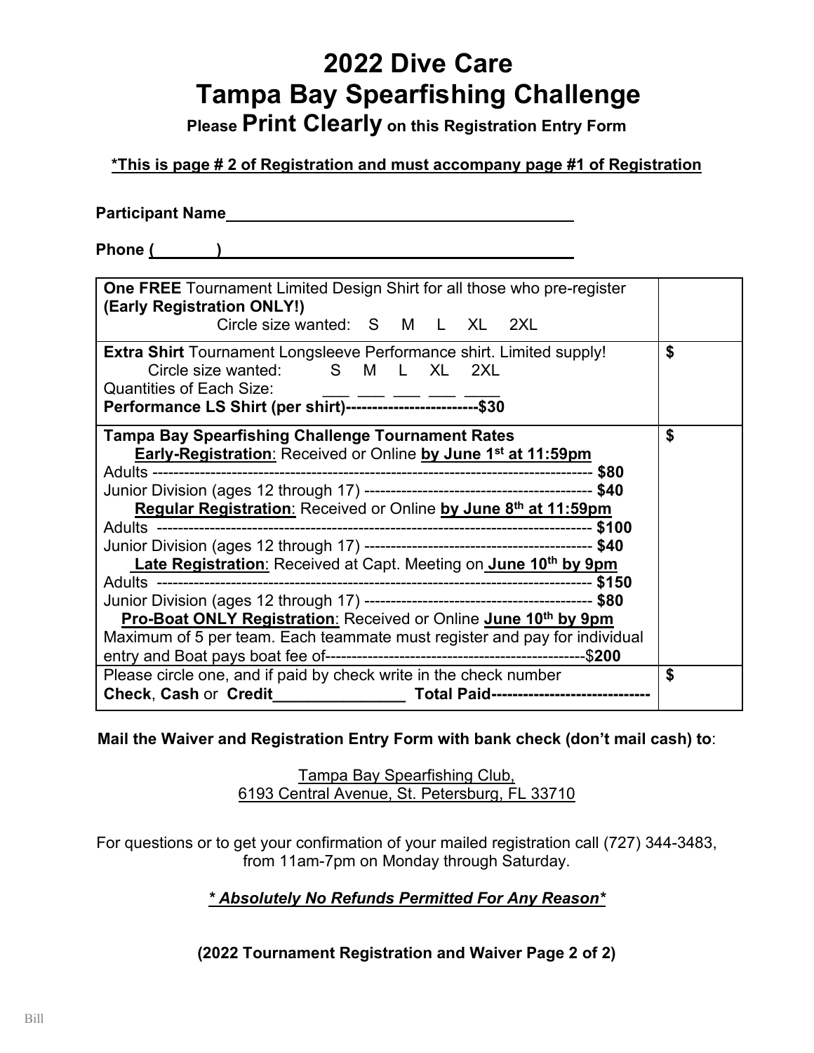# 2022 Dive Care
# Tampa Bay Spearfishing Challenge

**Please Print Clearly on this Registration Entry Form**

**\*This is page # 2 of Registration and must accompany page #1 of Registration**

**Participant Name**___________________________________________

**Phone (_______)**___________________________________________

| | |
|---|---|
| **One FREE** Tournament Limited Design Shirt for all those who pre-register **(Early Registration ONLY!)**<br>Circle size wanted: S M L XL 2XL | |
| **Extra Shirt** Tournament Longsleeve Performance shirt. Limited supply!<br>Circle size wanted: S M L XL 2XL<br>Quantities of Each Size: ___ ___ ___ ___ ____<br>**Performance LS Shirt (per shirt)------------------------$30** | **$** |
| **Tampa Bay Spearfishing Challenge Tournament Rates**<br>**Early-Registration**: Received or Online **by June 1st at 11:59pm**<br>Adults ------------------------------------------------------------------------------- **$80**<br>Junior Division (ages 12 through 17) ------------------------------------------ **$40**<br>**Regular Registration**: Received or Online **by June 8th at 11:59pm**<br>Adults ------------------------------------------------------------------------------- **$100**<br>Junior Division (ages 12 through 17) ------------------------------------------ **$40**<br>**Late Registration**: Received at Capt. Meeting on **June 10th by 9pm**<br>Adults ------------------------------------------------------------------------------- **$150**<br>Junior Division (ages 12 through 17) ------------------------------------------ **$80**<br>**Pro-Boat ONLY Registration**: Received or Online **June 10th by 9pm**<br>Maximum of 5 per team. Each teammate must register and pay for individual entry and Boat pays boat fee of------------------------------------------------$**200** | **$** |
| Please circle one, and if paid by check write in the check number<br>**Check**, **Cash** or **Credit**_______________ **Total Paid-----------------------------** | **$** |

**Mail the Waiver and Registration Entry Form with bank check (don't mail cash) to**:

Tampa Bay Spearfishing Club,
6193 Central Avenue, St. Petersburg, FL 33710

For questions or to get your confirmation of your mailed registration call (727) 344-3483, from 11am-7pm on Monday through Saturday.

***\* Absolutely No Refunds Permitted For Any Reason\****

**(2022 Tournament Registration and Waiver Page 2 of 2)**

Bill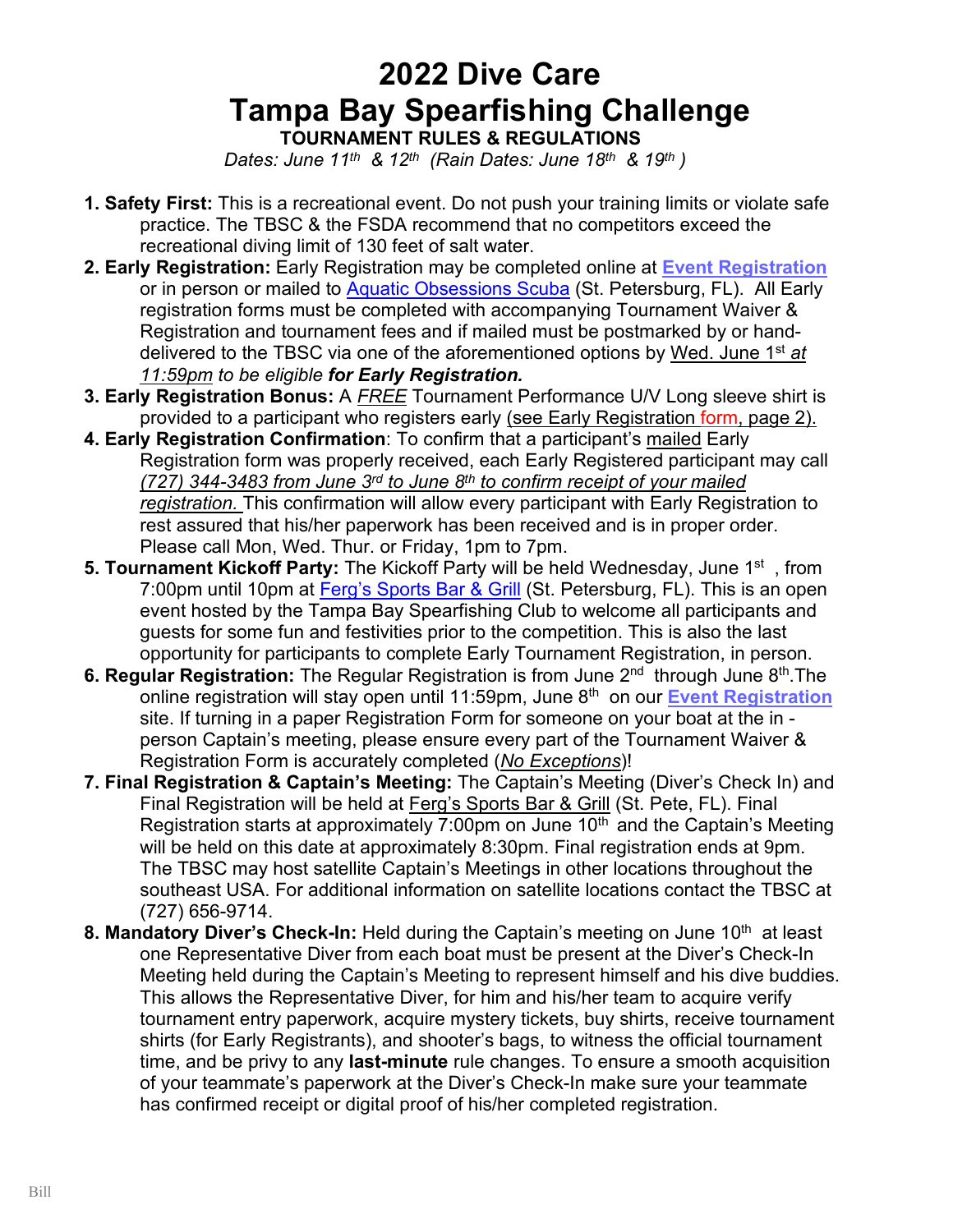# 2022 Dive Care
# Tampa Bay Spearfishing Challenge

**TOURNAMENT RULES & REGULATIONS**

*Dates: June 11th & 12th (Rain Dates: June 18th & 19th )*

1. **Safety First:** This is a recreational event. Do not push your training limits or violate safe practice. The TBSC & the FSDA recommend that no competitors exceed the recreational diving limit of 130 feet of salt water.
2. **Early Registration:** Early Registration may be completed online at **Event Registration** or in person or mailed to Aquatic Obsessions Scuba (St. Petersburg, FL). All Early registration forms must be completed with accompanying Tournament Waiver & Registration and tournament fees and if mailed must be postmarked by or hand-delivered to the TBSC via one of the aforementioned options by Wed. June 1st *at 11:59pm to be eligible* ***for Early Registration.***
3. **Early Registration Bonus:** A *FREE* Tournament Performance U/V Long sleeve shirt is provided to a participant who registers early (see Early Registration form, page 2).
4. **Early Registration Confirmation**: To confirm that a participant's mailed Early Registration form was properly received, each Early Registered participant may call *(727) 344-3483 from June 3rd to June 8th to confirm receipt of your mailed registration.* This confirmation will allow every participant with Early Registration to rest assured that his/her paperwork has been received and is in proper order. Please call Mon, Wed. Thur. or Friday, 1pm to 7pm.
5. **Tournament Kickoff Party:** The Kickoff Party will be held Wednesday, June 1st , from 7:00pm until 10pm at Ferg's Sports Bar & Grill (St. Petersburg, FL). This is an open event hosted by the Tampa Bay Spearfishing Club to welcome all participants and guests for some fun and festivities prior to the competition. This is also the last opportunity for participants to complete Early Tournament Registration, in person.
6. **Regular Registration:** The Regular Registration is from June 2nd through June 8th.The online registration will stay open until 11:59pm, June 8th on our **Event Registration** site. If turning in a paper Registration Form for someone on your boat at the in - person Captain's meeting, please ensure every part of the Tournament Waiver & Registration Form is accurately completed (*No Exceptions*)!
7. **Final Registration & Captain's Meeting:** The Captain's Meeting (Diver's Check In) and Final Registration will be held at Ferg's Sports Bar & Grill (St. Pete, FL). Final Registration starts at approximately 7:00pm on June 10th and the Captain's Meeting will be held on this date at approximately 8:30pm. Final registration ends at 9pm. The TBSC may host satellite Captain's Meetings in other locations throughout the southeast USA. For additional information on satellite locations contact the TBSC at (727) 656-9714.
8. **Mandatory Diver's Check-In:** Held during the Captain's meeting on June 10th at least one Representative Diver from each boat must be present at the Diver's Check-In Meeting held during the Captain's Meeting to represent himself and his dive buddies. This allows the Representative Diver, for him and his/her team to acquire verify tournament entry paperwork, acquire mystery tickets, buy shirts, receive tournament shirts (for Early Registrants), and shooter's bags, to witness the official tournament time, and be privy to any **last-minute** rule changes. To ensure a smooth acquisition of your teammate's paperwork at the Diver's Check-In make sure your teammate has confirmed receipt or digital proof of his/her completed registration.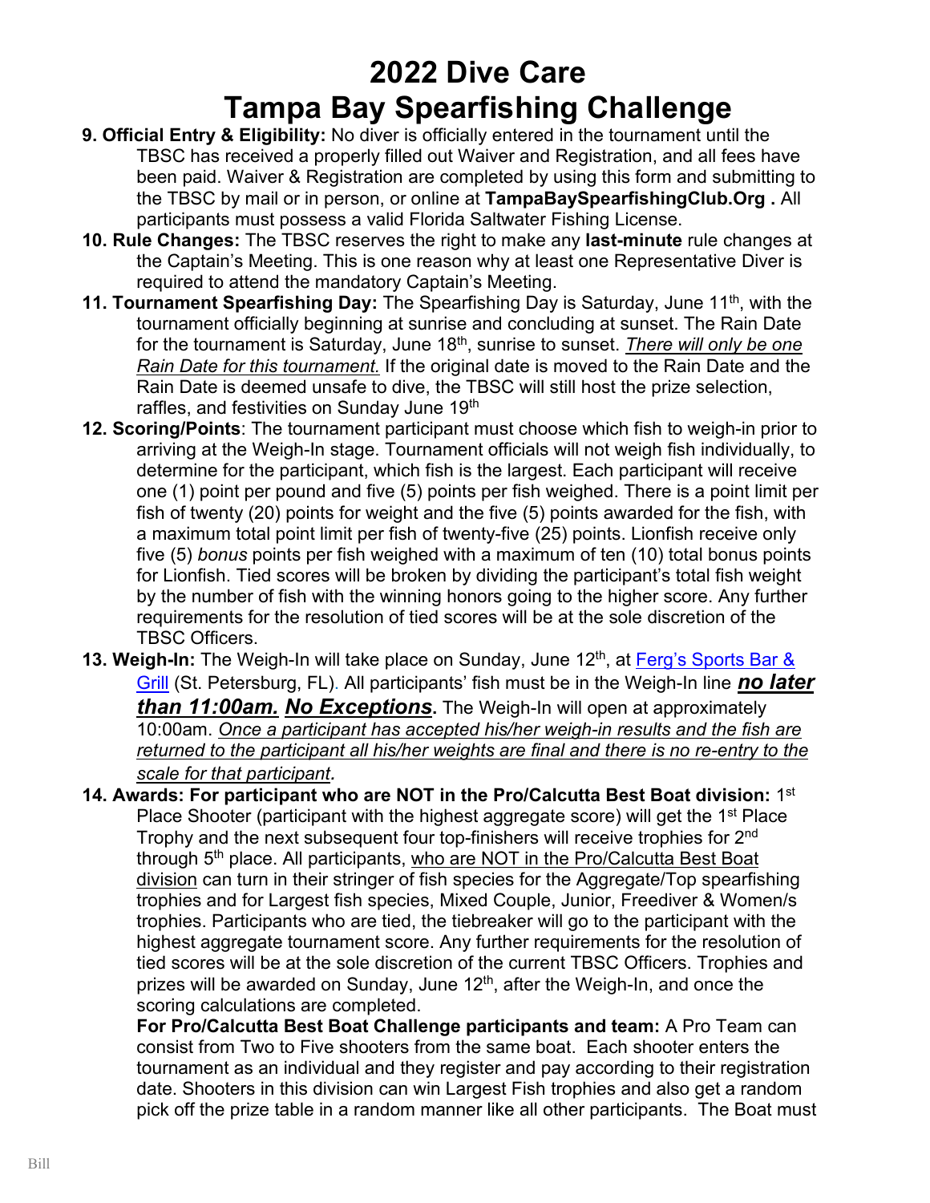# 2022 Dive Care
# Tampa Bay Spearfishing Challenge

**9. Official Entry & Eligibility:** No diver is officially entered in the tournament until the TBSC has received a properly filled out Waiver and Registration, and all fees have been paid. Waiver & Registration are completed by using this form and submitting to the TBSC by mail or in person, or online at **TampaBaySpearfishingClub.Org .** All participants must possess a valid Florida Saltwater Fishing License.

**10. Rule Changes:** The TBSC reserves the right to make any **last-minute** rule changes at the Captain's Meeting. This is one reason why at least one Representative Diver is required to attend the mandatory Captain's Meeting.

**11. Tournament Spearfishing Day:** The Spearfishing Day is Saturday, June 11th, with the tournament officially beginning at sunrise and concluding at sunset. The Rain Date for the tournament is Saturday, June 18th, sunrise to sunset. *There will only be one Rain Date for this tournament.* If the original date is moved to the Rain Date and the Rain Date is deemed unsafe to dive, the TBSC will still host the prize selection, raffles, and festivities on Sunday June 19th

**12. Scoring/Points**: The tournament participant must choose which fish to weigh-in prior to arriving at the Weigh-In stage. Tournament officials will not weigh fish individually, to determine for the participant, which fish is the largest. Each participant will receive one (1) point per pound and five (5) points per fish weighed. There is a point limit per fish of twenty (20) points for weight and the five (5) points awarded for the fish, with a maximum total point limit per fish of twenty-five (25) points. Lionfish receive only five (5) *bonus* points per fish weighed with a maximum of ten (10) total bonus points for Lionfish. Tied scores will be broken by dividing the participant's total fish weight by the number of fish with the winning honors going to the higher score. Any further requirements for the resolution of tied scores will be at the sole discretion of the TBSC Officers.

**13. Weigh-In:** The Weigh-In will take place on Sunday, June 12th, at Ferg's Sports Bar & Grill (St. Petersburg, FL). All participants' fish must be in the Weigh-In line ***no later than 11:00am. No Exceptions*****.** The Weigh-In will open at approximately 10:00am. *Once a participant has accepted his/her weigh-in results and the fish are returned to the participant all his/her weights are final and there is no re-entry to the scale for that participant.*

**14. Awards: For participant who are NOT in the Pro/Calcutta Best Boat division:** 1st Place Shooter (participant with the highest aggregate score) will get the 1st Place Trophy and the next subsequent four top-finishers will receive trophies for 2nd through 5th place. All participants, who are NOT in the Pro/Calcutta Best Boat division can turn in their stringer of fish species for the Aggregate/Top spearfishing trophies and for Largest fish species, Mixed Couple, Junior, Freediver & Women/s trophies. Participants who are tied, the tiebreaker will go to the participant with the highest aggregate tournament score. Any further requirements for the resolution of tied scores will be at the sole discretion of the current TBSC Officers. Trophies and prizes will be awarded on Sunday, June 12th, after the Weigh-In, and once the scoring calculations are completed.

**For Pro/Calcutta Best Boat Challenge participants and team:** A Pro Team can consist from Two to Five shooters from the same boat. Each shooter enters the tournament as an individual and they register and pay according to their registration date. Shooters in this division can win Largest Fish trophies and also get a random pick off the prize table in a random manner like all other participants. The Boat must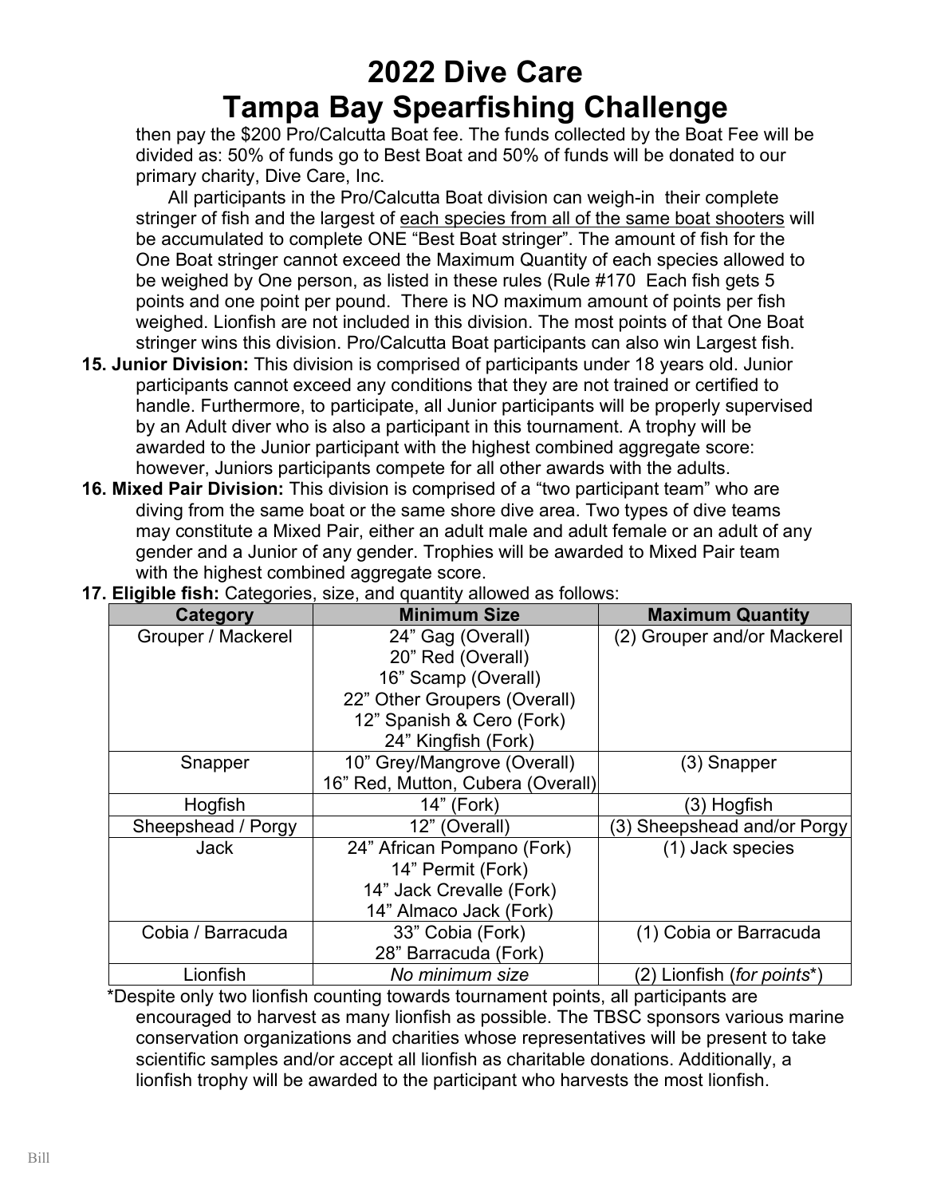# 2022 Dive Care Tampa Bay Spearfishing Challenge

then pay the $200 Pro/Calcutta Boat fee. The funds collected by the Boat Fee will be divided as: 50% of funds go to Best Boat and 50% of funds will be donated to our primary charity, Dive Care, Inc.

All participants in the Pro/Calcutta Boat division can weigh-in their complete stringer of fish and the largest of <u>each species from all of the same boat shooters</u> will be accumulated to complete ONE "Best Boat stringer". The amount of fish for the One Boat stringer cannot exceed the Maximum Quantity of each species allowed to be weighed by One person, as listed in these rules (Rule #170 Each fish gets 5 points and one point per pound. There is NO maximum amount of points per fish weighed. Lionfish are not included in this division. The most points of that One Boat stringer wins this division. Pro/Calcutta Boat participants can also win Largest fish.

**15. Junior Division:** This division is comprised of participants under 18 years old. Junior participants cannot exceed any conditions that they are not trained or certified to handle. Furthermore, to participate, all Junior participants will be properly supervised by an Adult diver who is also a participant in this tournament. A trophy will be awarded to the Junior participant with the highest combined aggregate score: however, Juniors participants compete for all other awards with the adults.

**16. Mixed Pair Division:** This division is comprised of a "two participant team" who are diving from the same boat or the same shore dive area. Two types of dive teams may constitute a Mixed Pair, either an adult male and adult female or an adult of any gender and a Junior of any gender. Trophies will be awarded to Mixed Pair team with the highest combined aggregate score.

**17. Eligible fish:** Categories, size, and quantity allowed as follows:

| Category | Minimum Size | Maximum Quantity |
|---|---|---|
| Grouper / Mackerel | 24" Gag (Overall)<br>20" Red (Overall)<br>16" Scamp (Overall)<br>22" Other Groupers (Overall)<br>12" Spanish & Cero (Fork)<br>24" Kingfish (Fork) | (2) Grouper and/or Mackerel |
| Snapper | 10" Grey/Mangrove (Overall)<br>16" Red, Mutton, Cubera (Overall) | (3) Snapper |
| Hogfish | 14" (Fork) | (3) Hogfish |
| Sheepshead / Porgy | 12" (Overall) | (3) Sheepshead and/or Porgy |
| Jack | 24" African Pompano (Fork)<br>14" Permit (Fork)<br>14" Jack Crevalle (Fork)<br>14" Almaco Jack (Fork) | (1) Jack species |
| Cobia / Barracuda | 33" Cobia (Fork)<br>28" Barracuda (Fork) | (1) Cobia or Barracuda |
| Lionfish | *No minimum size* | (2) Lionfish (*for points*\*) |

*Despite only two lionfish counting towards tournament points, all participants are encouraged to harvest as many lionfish as possible. The TBSC sponsors various marine conservation organizations and charities whose representatives will be present to take scientific samples and/or accept all lionfish as charitable donations. Additionally, a lionfish trophy will be awarded to the participant who harvests the most lionfish.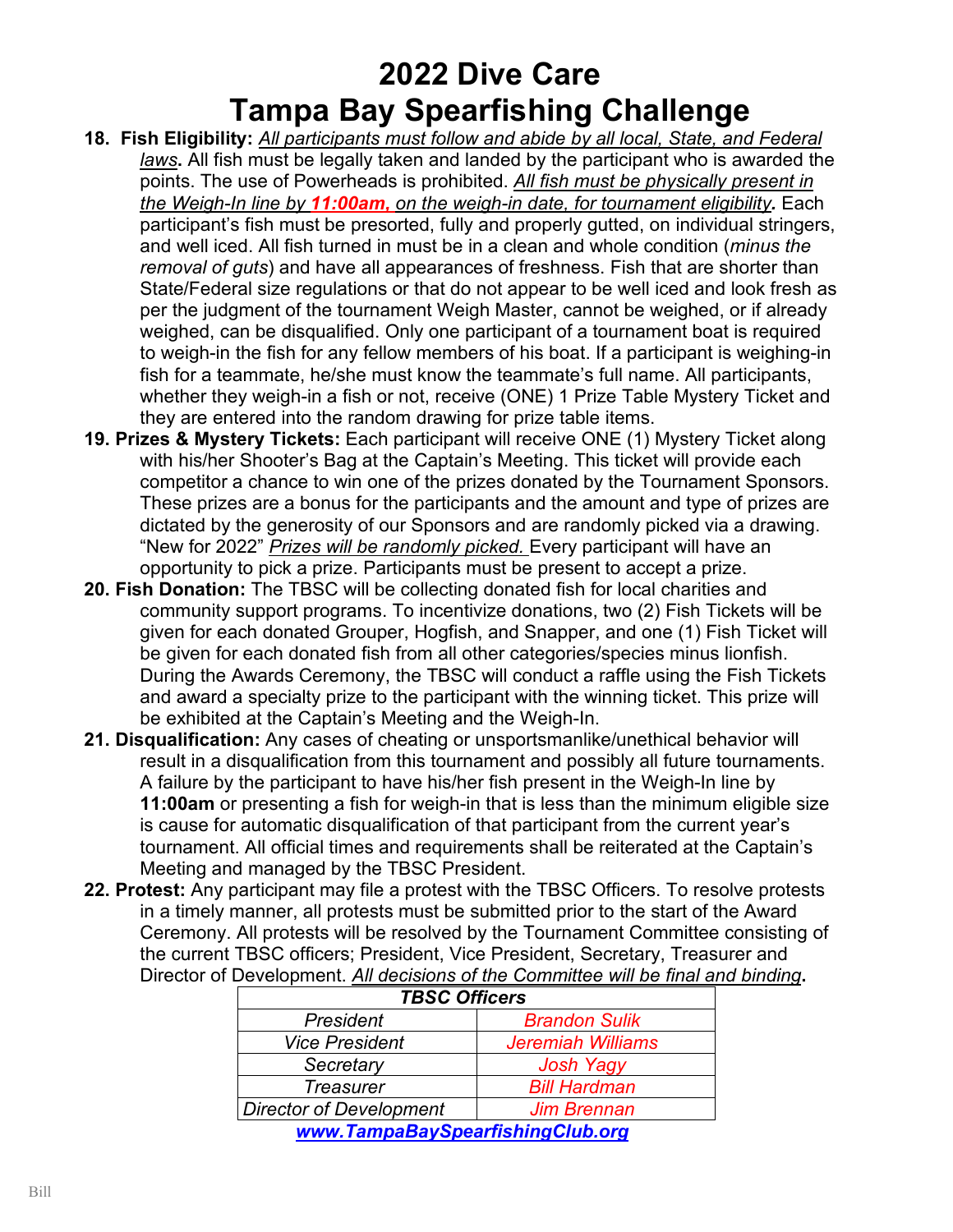# 2022 Dive Care
# Tampa Bay Spearfishing Challenge

18. **Fish Eligibility:** *All participants must follow and abide by all local, State, and Federal laws***.** All fish must be legally taken and landed by the participant who is awarded the points. The use of Powerheads is prohibited. *All fish must be physically present in the Weigh-In line by **11:00am,** on the weigh-in date, for tournament eligibility***.** Each participant's fish must be presorted, fully and properly gutted, on individual stringers, and well iced. All fish turned in must be in a clean and whole condition (*minus the removal of guts*) and have all appearances of freshness. Fish that are shorter than State/Federal size regulations or that do not appear to be well iced and look fresh as per the judgment of the tournament Weigh Master, cannot be weighed, or if already weighed, can be disqualified. Only one participant of a tournament boat is required to weigh-in the fish for any fellow members of his boat. If a participant is weighing-in fish for a teammate, he/she must know the teammate's full name. All participants, whether they weigh-in a fish or not, receive (ONE) 1 Prize Table Mystery Ticket and they are entered into the random drawing for prize table items.
19. **Prizes & Mystery Tickets:** Each participant will receive ONE (1) Mystery Ticket along with his/her Shooter's Bag at the Captain's Meeting. This ticket will provide each competitor a chance to win one of the prizes donated by the Tournament Sponsors. These prizes are a bonus for the participants and the amount and type of prizes are dictated by the generosity of our Sponsors and are randomly picked via a drawing. "New for 2022" *Prizes will be randomly picked.* Every participant will have an opportunity to pick a prize. Participants must be present to accept a prize.
20. **Fish Donation:** The TBSC will be collecting donated fish for local charities and community support programs. To incentivize donations, two (2) Fish Tickets will be given for each donated Grouper, Hogfish, and Snapper, and one (1) Fish Ticket will be given for each donated fish from all other categories/species minus lionfish. During the Awards Ceremony, the TBSC will conduct a raffle using the Fish Tickets and award a specialty prize to the participant with the winning ticket. This prize will be exhibited at the Captain's Meeting and the Weigh-In.
21. **Disqualification:** Any cases of cheating or unsportsmanlike/unethical behavior will result in a disqualification from this tournament and possibly all future tournaments. A failure by the participant to have his/her fish present in the Weigh-In line by **11:00am** or presenting a fish for weigh-in that is less than the minimum eligible size is cause for automatic disqualification of that participant from the current year's tournament. All official times and requirements shall be reiterated at the Captain's Meeting and managed by the TBSC President.
22. **Protest:** Any participant may file a protest with the TBSC Officers. To resolve protests in a timely manner, all protests must be submitted prior to the start of the Award Ceremony. All protests will be resolved by the Tournament Committee consisting of the current TBSC officers; President, Vice President, Secretary, Treasurer and Director of Development. *All decisions of the Committee will be final and binding***.**

| ***TBSC Officers*** | |
|---|---|
| *President* | *Brandon Sulik* |
| *Vice President* | *Jeremiah Williams* |
| *Secretary* | *Josh Yagy* |
| *Treasurer* | *Bill Hardman* |
| *Director of Development* | *Jim Brennan* |

***www.TampaBaySpearfishingClub.org***

Bill